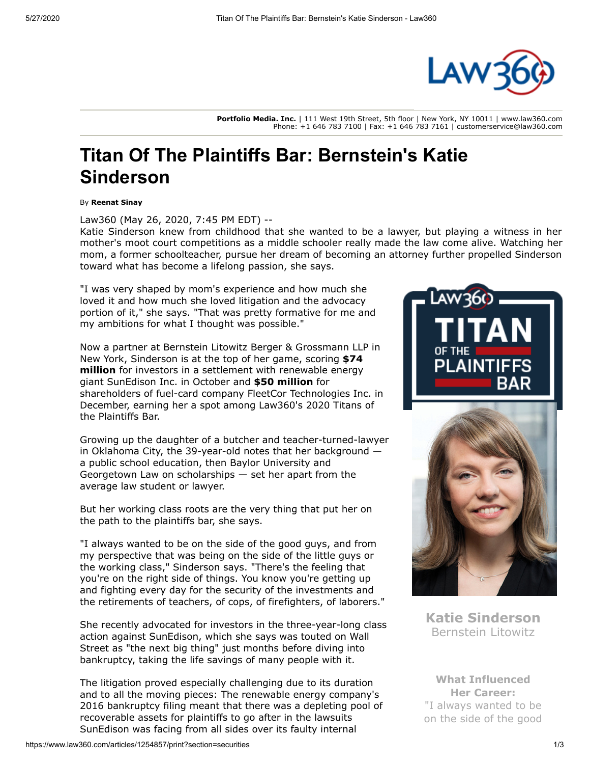**Portfolio Media. Inc.** | 111 West 19th Street, 5th floor | New York, NY 10011 | www.law360.com
Phone: +1 646 783 7100 | Fax: +1 646 783 7161 | customerservice@law360.com

# Titan Of The Plaintiffs Bar: Bernstein's Katie Sinderson

By **Reenat Sinay**

Law360 (May 26, 2020, 7:45 PM EDT) --
Katie Sinderson knew from childhood that she wanted to be a lawyer, but playing a witness in her mother's moot court competitions as a middle schooler really made the law come alive. Watching her mom, a former schoolteacher, pursue her dream of becoming an attorney further propelled Sinderson toward what has become a lifelong passion, she says.

"I was very shaped by mom's experience and how much she loved it and how much she loved litigation and the advocacy portion of it," she says. "That was pretty formative for me and my ambitions for what I thought was possible."

Now a partner at Bernstein Litowitz Berger & Grossmann LLP in New York, Sinderson is at the top of her game, scoring **$74 million** for investors in a settlement with renewable energy giant SunEdison Inc. in October and **$50 million** for shareholders of fuel-card company FleetCor Technologies Inc. in December, earning her a spot among Law360's 2020 Titans of the Plaintiffs Bar.

Growing up the daughter of a butcher and teacher-turned-lawyer in Oklahoma City, the 39-year-old notes that her background — a public school education, then Baylor University and Georgetown Law on scholarships — set her apart from the average law student or lawyer.

But her working class roots are the very thing that put her on the path to the plaintiffs bar, she says.

"I always wanted to be on the side of the good guys, and from my perspective that was being on the side of the little guys or the working class," Sinderson says. "There's the feeling that you're on the right side of things. You know you're getting up and fighting every day for the security of the investments and the retirements of teachers, of cops, of firefighters, of laborers."

She recently advocated for investors in the three-year-long class action against SunEdison, which she says was touted on Wall Street as "the next big thing" just months before diving into bankruptcy, taking the life savings of many people with it.

The litigation proved especially challenging due to its duration and to all the moving pieces: The renewable energy company's 2016 bankruptcy filing meant that there was a depleting pool of recoverable assets for plaintiffs to go after in the lawsuits SunEdison was facing from all sides over its faulty internal

**Katie Sinderson**
Bernstein Litowitz

**What Influenced Her Career:**
"I always wanted to be on the side of the good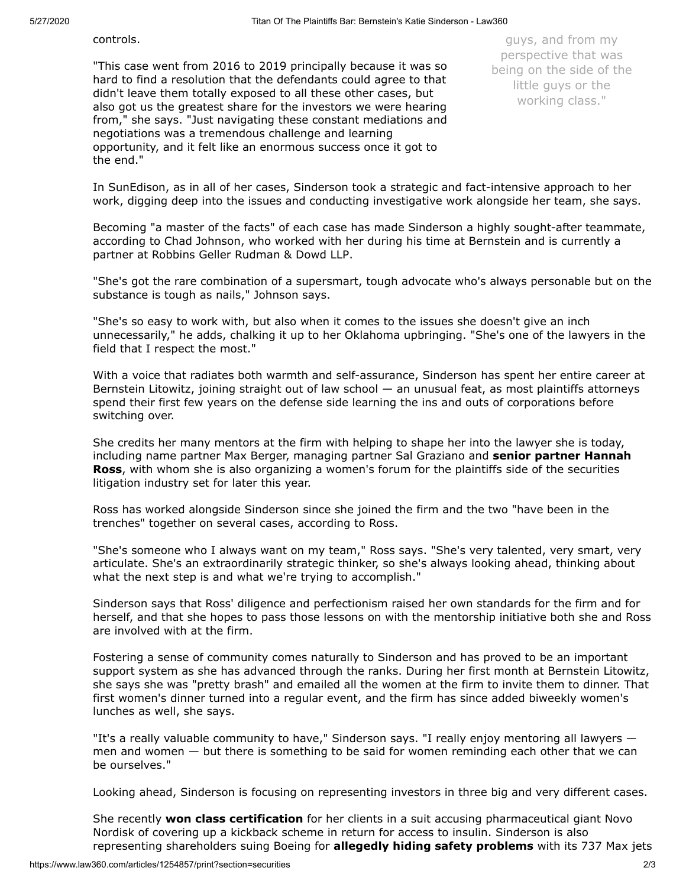controls.

"This case went from 2016 to 2019 principally because it was so hard to find a resolution that the defendants could agree to that didn't leave them totally exposed to all these other cases, but also got us the greatest share for the investors we were hearing from," she says. "Just navigating these constant mediations and negotiations was a tremendous challenge and learning opportunity, and it felt like an enormous success once it got to the end."

guys, and from my perspective that was being on the side of the little guys or the working class."

In SunEdison, as in all of her cases, Sinderson took a strategic and fact-intensive approach to her work, digging deep into the issues and conducting investigative work alongside her team, she says.

Becoming "a master of the facts" of each case has made Sinderson a highly sought-after teammate, according to Chad Johnson, who worked with her during his time at Bernstein and is currently a partner at Robbins Geller Rudman & Dowd LLP.

"She's got the rare combination of a supersmart, tough advocate who's always personable but on the substance is tough as nails," Johnson says.

"She's so easy to work with, but also when it comes to the issues she doesn't give an inch unnecessarily," he adds, chalking it up to her Oklahoma upbringing. "She's one of the lawyers in the field that I respect the most."

With a voice that radiates both warmth and self-assurance, Sinderson has spent her entire career at Bernstein Litowitz, joining straight out of law school — an unusual feat, as most plaintiffs attorneys spend their first few years on the defense side learning the ins and outs of corporations before switching over.

She credits her many mentors at the firm with helping to shape her into the lawyer she is today, including name partner Max Berger, managing partner Sal Graziano and **senior partner Hannah Ross**, with whom she is also organizing a women's forum for the plaintiffs side of the securities litigation industry set for later this year.

Ross has worked alongside Sinderson since she joined the firm and the two "have been in the trenches" together on several cases, according to Ross.

"She's someone who I always want on my team," Ross says. "She's very talented, very smart, very articulate. She's an extraordinarily strategic thinker, so she's always looking ahead, thinking about what the next step is and what we're trying to accomplish."

Sinderson says that Ross' diligence and perfectionism raised her own standards for the firm and for herself, and that she hopes to pass those lessons on with the mentorship initiative both she and Ross are involved with at the firm.

Fostering a sense of community comes naturally to Sinderson and has proved to be an important support system as she has advanced through the ranks. During her first month at Bernstein Litowitz, she says she was "pretty brash" and emailed all the women at the firm to invite them to dinner. That first women's dinner turned into a regular event, and the firm has since added biweekly women's lunches as well, she says.

"It's a really valuable community to have," Sinderson says. "I really enjoy mentoring all lawyers — men and women — but there is something to be said for women reminding each other that we can be ourselves."

Looking ahead, Sinderson is focusing on representing investors in three big and very different cases.

She recently **won class certification** for her clients in a suit accusing pharmaceutical giant Novo Nordisk of covering up a kickback scheme in return for access to insulin. Sinderson is also representing shareholders suing Boeing for **allegedly hiding safety problems** with its 737 Max jets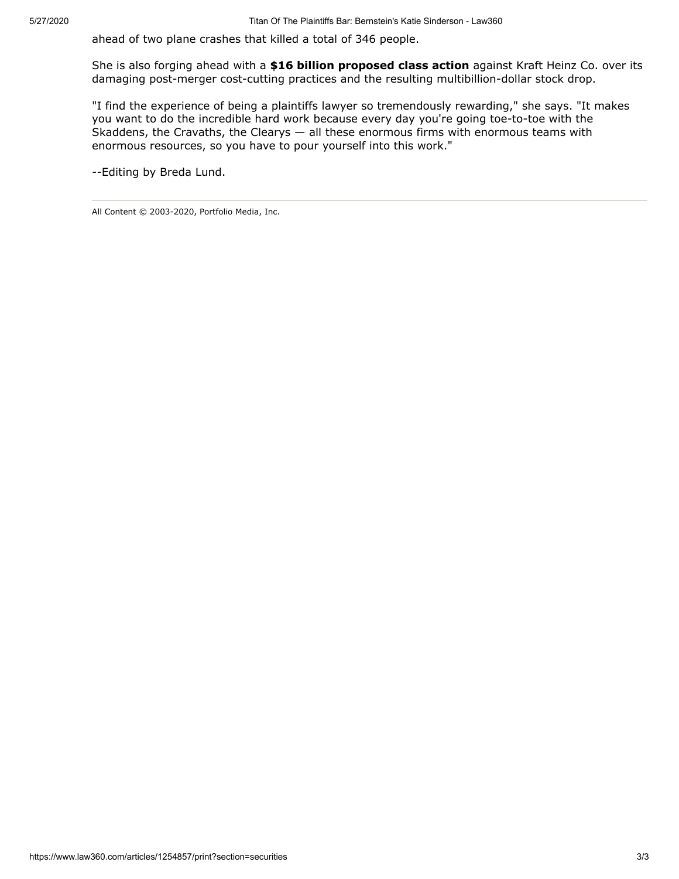ahead of two plane crashes that killed a total of 346 people.

She is also forging ahead with a **$16 billion proposed class action** against Kraft Heinz Co. over its damaging post-merger cost-cutting practices and the resulting multibillion-dollar stock drop.

"I find the experience of being a plaintiffs lawyer so tremendously rewarding," she says. "It makes you want to do the incredible hard work because every day you're going toe-to-toe with the Skaddens, the Cravaths, the Clearys — all these enormous firms with enormous teams with enormous resources, so you have to pour yourself into this work."

--Editing by Breda Lund.

---

All Content © 2003-2020, Portfolio Media, Inc.